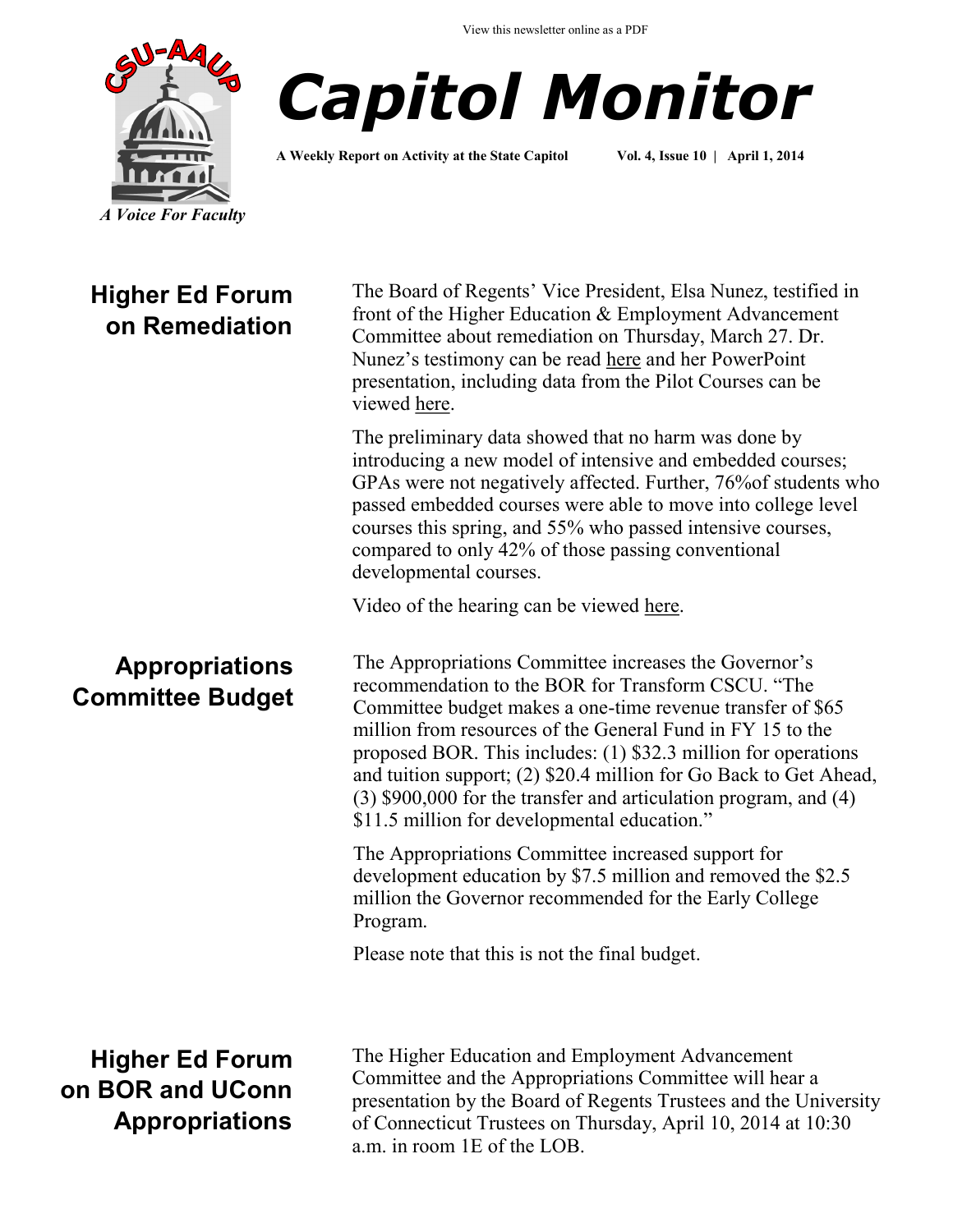View this newsletter online as a PDF

CSU-AAUP

*A Voice For Faculty*

# Capitol Monitor

**A Weekly Report on Activity at the State Capitol** **Vol. 4, Issue 10 | April 1, 2014**

## Higher Ed Forum on Remediation

The Board of Regents' Vice President, Elsa Nunez, testified in front of the Higher Education & Employment Advancement Committee about remediation on Thursday, March 27. Dr. Nunez's testimony can be read here and her PowerPoint presentation, including data from the Pilot Courses can be viewed here.

The preliminary data showed that no harm was done by introducing a new model of intensive and embedded courses; GPAs were not negatively affected. Further, 76%of students who passed embedded courses were able to move into college level courses this spring, and 55% who passed intensive courses, compared to only 42% of those passing conventional developmental courses.

Video of the hearing can be viewed here.

## Appropriations Committee Budget

The Appropriations Committee increases the Governor's recommendation to the BOR for Transform CSCU. "The Committee budget makes a one-time revenue transfer of $65 million from resources of the General Fund in FY 15 to the proposed BOR. This includes: (1) $32.3 million for operations and tuition support; (2) $20.4 million for Go Back to Get Ahead, (3) $900,000 for the transfer and articulation program, and (4) $11.5 million for developmental education."

The Appropriations Committee increased support for development education by $7.5 million and removed the $2.5 million the Governor recommended for the Early College Program.

Please note that this is not the final budget.

## Higher Ed Forum on BOR and UConn Appropriations

The Higher Education and Employment Advancement Committee and the Appropriations Committee will hear a presentation by the Board of Regents Trustees and the University of Connecticut Trustees on Thursday, April 10, 2014 at 10:30 a.m. in room 1E of the LOB.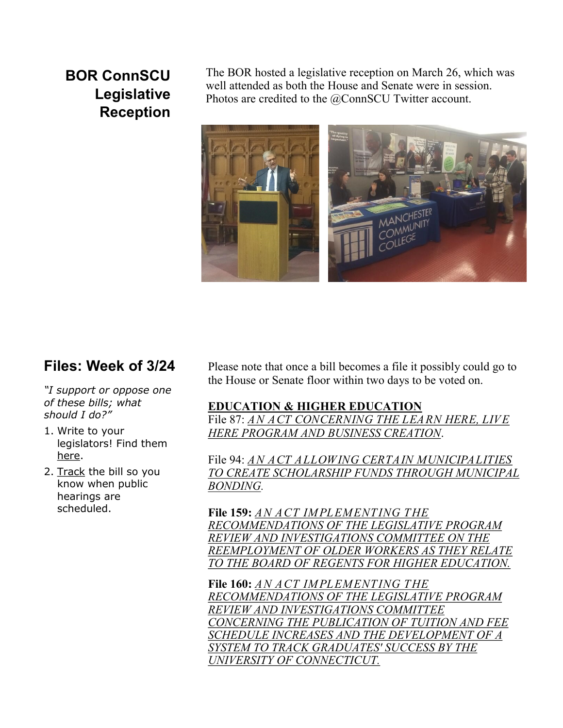## BOR ConnSCU Legislative Reception

The BOR hosted a legislative reception on March 26, which was well attended as both the House and Senate were in session. Photos are credited to the @ConnSCU Twitter account.

## Files: Week of 3/24

*"I support or oppose one of these bills; what should I do?"*

1. Write to your legislators! Find them here.
2. Track the bill so you know when public hearings are scheduled.

Please note that once a bill becomes a file it possibly could go to the House or Senate floor within two days to be voted on.

**EDUCATION & HIGHER EDUCATION**

File 87: *AN ACT CONCERNING THE LEARN HERE, LIVE HERE PROGRAM AND BUSINESS CREATION*.

File 94: *AN ACT ALLOWING CERTAIN MUNICIPALITIES TO CREATE SCHOLARSHIP FUNDS THROUGH MUNICIPAL BONDING.*

**File 159:** *AN ACT IMPLEMENTING THE RECOMMENDATIONS OF THE LEGISLATIVE PROGRAM REVIEW AND INVESTIGATIONS COMMITTEE ON THE REEMPLOYMENT OF OLDER WORKERS AS THEY RELATE TO THE BOARD OF REGENTS FOR HIGHER EDUCATION.*

**File 160:** *AN ACT IMPLEMENTING THE RECOMMENDATIONS OF THE LEGISLATIVE PROGRAM REVIEW AND INVESTIGATIONS COMMITTEE CONCERNING THE PUBLICATION OF TUITION AND FEE SCHEDULE INCREASES AND THE DEVELOPMENT OF A SYSTEM TO TRACK GRADUATES' SUCCESS BY THE UNIVERSITY OF CONNECTICUT.*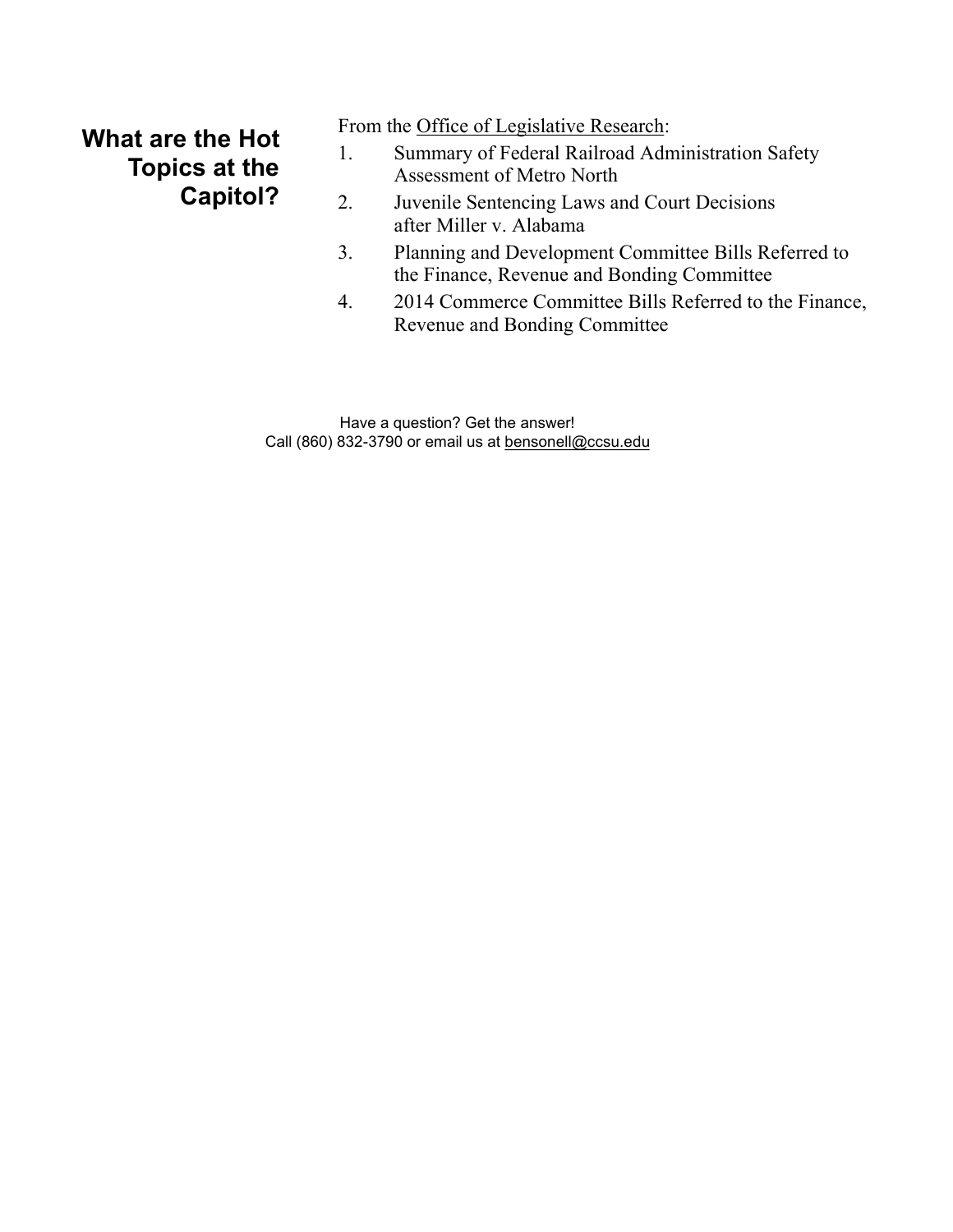## What are the Hot Topics at the Capitol?

From the Office of Legislative Research:

1. Summary of Federal Railroad Administration Safety Assessment of Metro North
2. Juvenile Sentencing Laws and Court Decisions after Miller v. Alabama
3. Planning and Development Committee Bills Referred to the Finance, Revenue and Bonding Committee
4. 2014 Commerce Committee Bills Referred to the Finance, Revenue and Bonding Committee

Have a question? Get the answer!
Call (860) 832-3790 or email us at bensonell@ccsu.edu